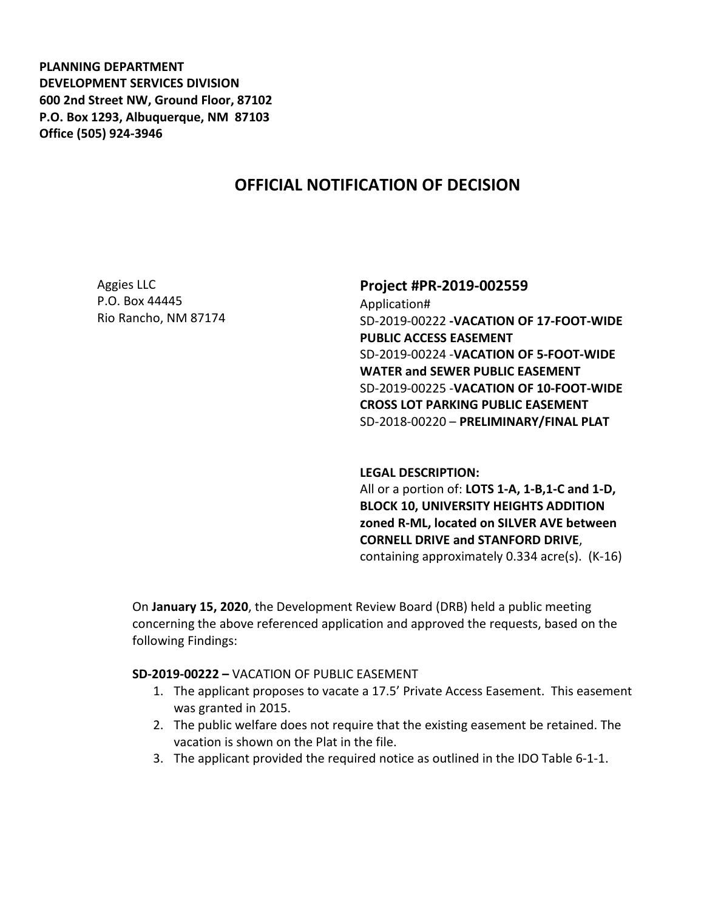**PLANNING DEPARTMENT**
**DEVELOPMENT SERVICES DIVISION**
**600 2nd Street NW, Ground Floor, 87102**
**P.O. Box 1293, Albuquerque, NM 87103**
**Office (505) 924-3946**

# OFFICIAL NOTIFICATION OF DECISION

Aggies LLC
P.O. Box 44445
Rio Rancho, NM 87174

## Project #PR-2019-002559

Application#
SD-2019-00222 **-VACATION OF 17-FOOT-WIDE PUBLIC ACCESS EASEMENT**
SD-2019-00224 -**VACATION OF 5-FOOT-WIDE WATER and SEWER PUBLIC EASEMENT**
SD-2019-00225 -**VACATION OF 10-FOOT-WIDE CROSS LOT PARKING PUBLIC EASEMENT**
SD-2018-00220 – **PRELIMINARY/FINAL PLAT**

**LEGAL DESCRIPTION:**
All or a portion of: **LOTS 1-A, 1-B,1-C and 1-D, BLOCK 10, UNIVERSITY HEIGHTS ADDITION zoned R-ML, located on SILVER AVE between CORNELL DRIVE and STANFORD DRIVE**, containing approximately 0.334 acre(s). (K-16)

On **January 15, 2020**, the Development Review Board (DRB) held a public meeting concerning the above referenced application and approved the requests, based on the following Findings:

**SD-2019-00222 –** VACATION OF PUBLIC EASEMENT

1. The applicant proposes to vacate a 17.5' Private Access Easement. This easement was granted in 2015.
2. The public welfare does not require that the existing easement be retained. The vacation is shown on the Plat in the file.
3. The applicant provided the required notice as outlined in the IDO Table 6-1-1.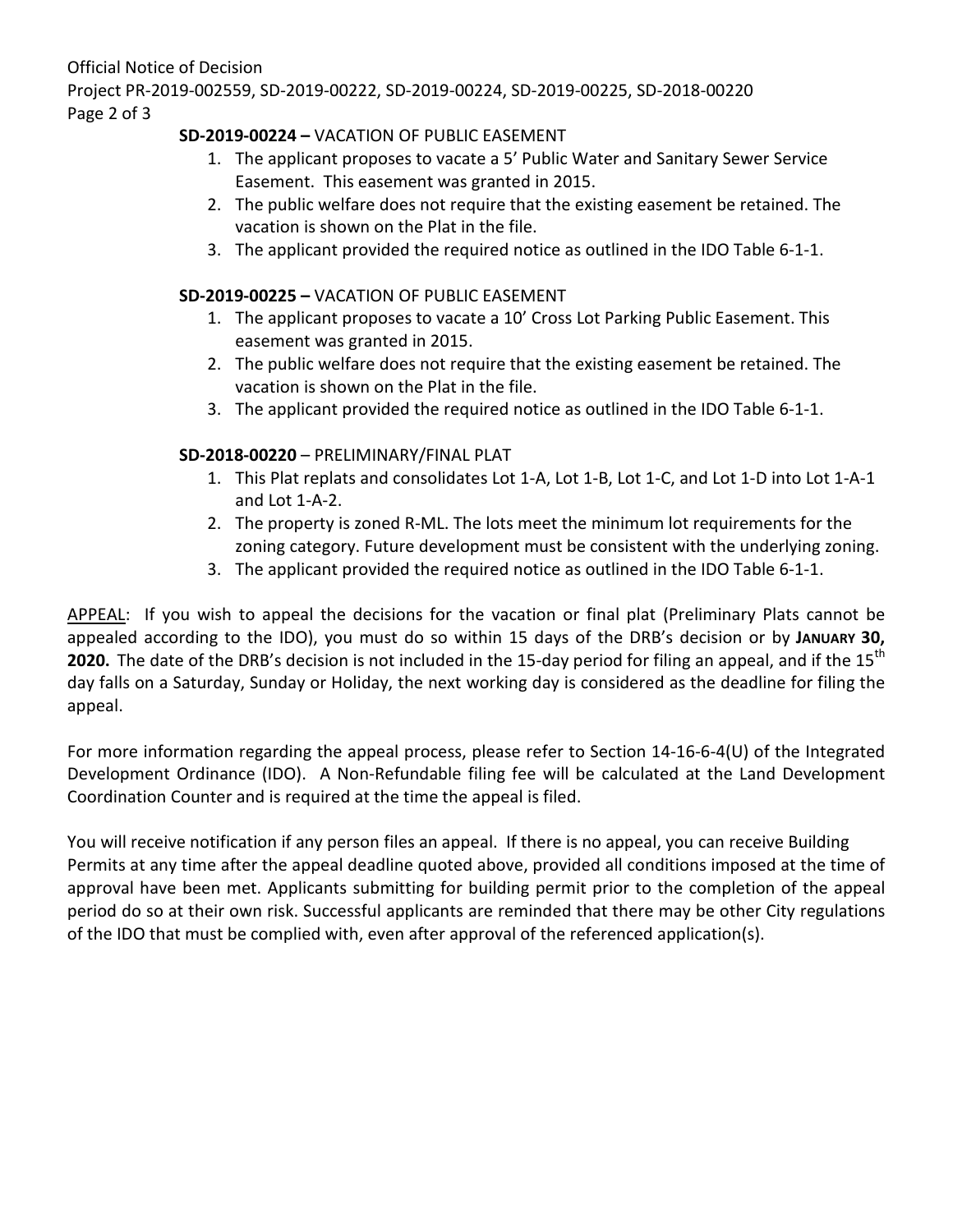**SD-2019-00224 –** VACATION OF PUBLIC EASEMENT

1. The applicant proposes to vacate a 5' Public Water and Sanitary Sewer Service Easement. This easement was granted in 2015.
2. The public welfare does not require that the existing easement be retained. The vacation is shown on the Plat in the file.
3. The applicant provided the required notice as outlined in the IDO Table 6-1-1.

**SD-2019-00225 –** VACATION OF PUBLIC EASEMENT

1. The applicant proposes to vacate a 10' Cross Lot Parking Public Easement. This easement was granted in 2015.
2. The public welfare does not require that the existing easement be retained. The vacation is shown on the Plat in the file.
3. The applicant provided the required notice as outlined in the IDO Table 6-1-1.

**SD-2018-00220** – PRELIMINARY/FINAL PLAT

1. This Plat replats and consolidates Lot 1-A, Lot 1-B, Lot 1-C, and Lot 1-D into Lot 1-A-1 and Lot 1-A-2.
2. The property is zoned R-ML. The lots meet the minimum lot requirements for the zoning category. Future development must be consistent with the underlying zoning.
3. The applicant provided the required notice as outlined in the IDO Table 6-1-1.

APPEAL: If you wish to appeal the decisions for the vacation or final plat (Preliminary Plats cannot be appealed according to the IDO), you must do so within 15 days of the DRB's decision or by **JANUARY 30, 2020.** The date of the DRB's decision is not included in the 15-day period for filing an appeal, and if the 15th day falls on a Saturday, Sunday or Holiday, the next working day is considered as the deadline for filing the appeal.

For more information regarding the appeal process, please refer to Section 14-16-6-4(U) of the Integrated Development Ordinance (IDO). A Non-Refundable filing fee will be calculated at the Land Development Coordination Counter and is required at the time the appeal is filed.

You will receive notification if any person files an appeal. If there is no appeal, you can receive Building Permits at any time after the appeal deadline quoted above, provided all conditions imposed at the time of approval have been met. Applicants submitting for building permit prior to the completion of the appeal period do so at their own risk. Successful applicants are reminded that there may be other City regulations of the IDO that must be complied with, even after approval of the referenced application(s).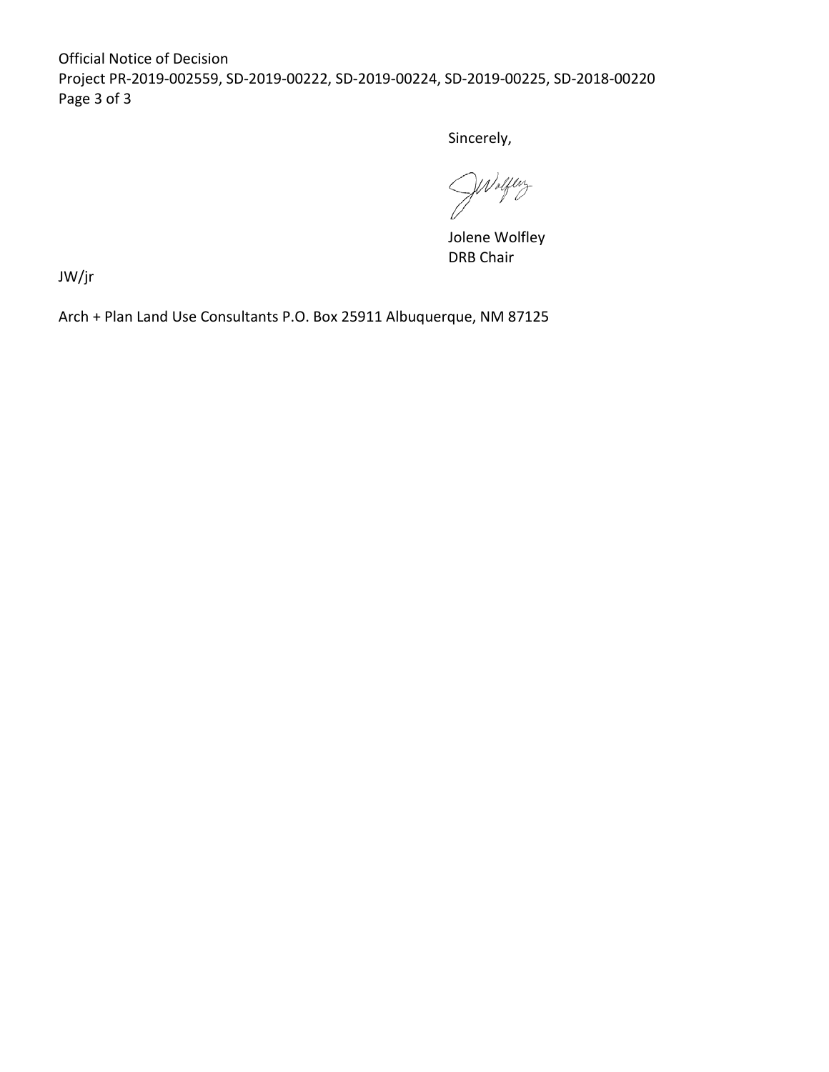Sincerely,

Jolene Wolfley
DRB Chair

JW/jr

Arch + Plan Land Use Consultants P.O. Box 25911 Albuquerque, NM 87125